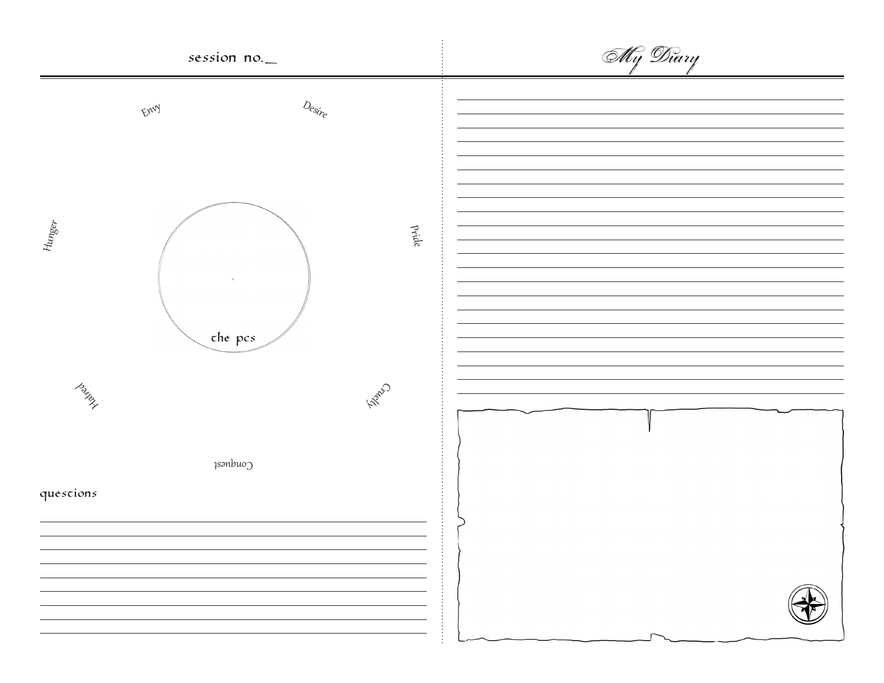## session no.\_

Envy

Desire

Hunger

Pride

the pcs

Hatred

Cruelty

Conquest

### questions

## My Diary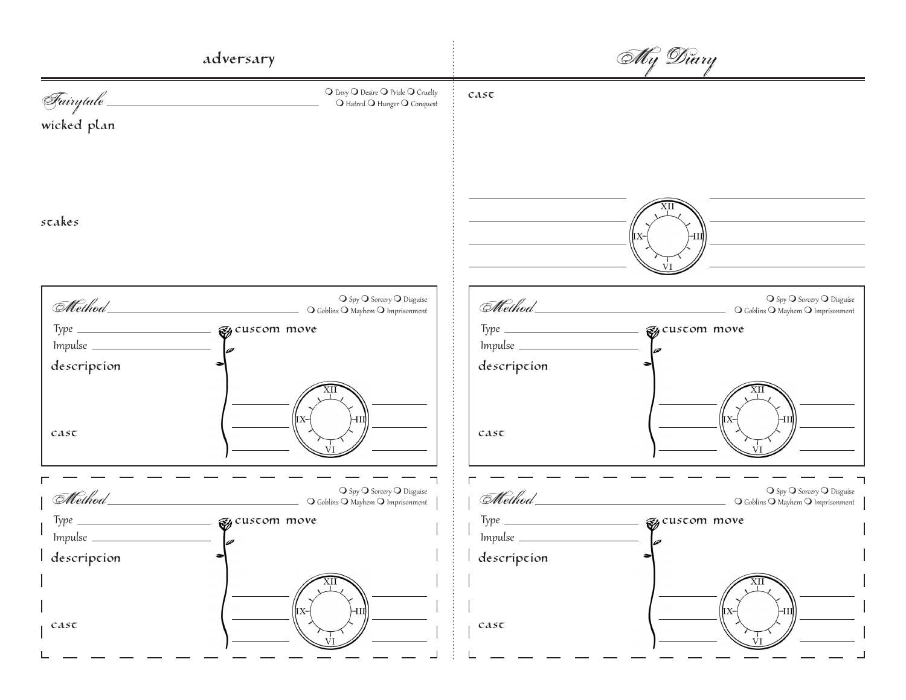## adversary

*Fairytale* ____________________

❍ Envy ❍ Desire ❍ Pride ❍ Cruelty ❍ Hatred ❍ Hunger ❍ Conquest

wicked plan

stakes

*Method* ____________________

❍ Spy ❍ Sorcery ❍ Disguise ❍ Goblins ❍ Mayhem ❍ Imprisonment

Type ____________

Impulse ____________

description

cast

custom move

XII III VI IX

*Method* ____________________

❍ Spy ❍ Sorcery ❍ Disguise ❍ Goblins ❍ Mayhem ❍ Imprisonment

Type ____________

Impulse ____________

description

cast

custom move

XII III VI IX

## *My Diary*

cast

XII III VI IX

*Method* ____________________

❍ Spy ❍ Sorcery ❍ Disguise ❍ Goblins ❍ Mayhem ❍ Imprisonment

Type ____________

Impulse ____________

description

cast

custom move

XII III VI IX

*Method* ____________________

❍ Spy ❍ Sorcery ❍ Disguise ❍ Goblins ❍ Mayhem ❍ Imprisonment

Type ____________

Impulse ____________

description

cast

custom move

XII III VI IX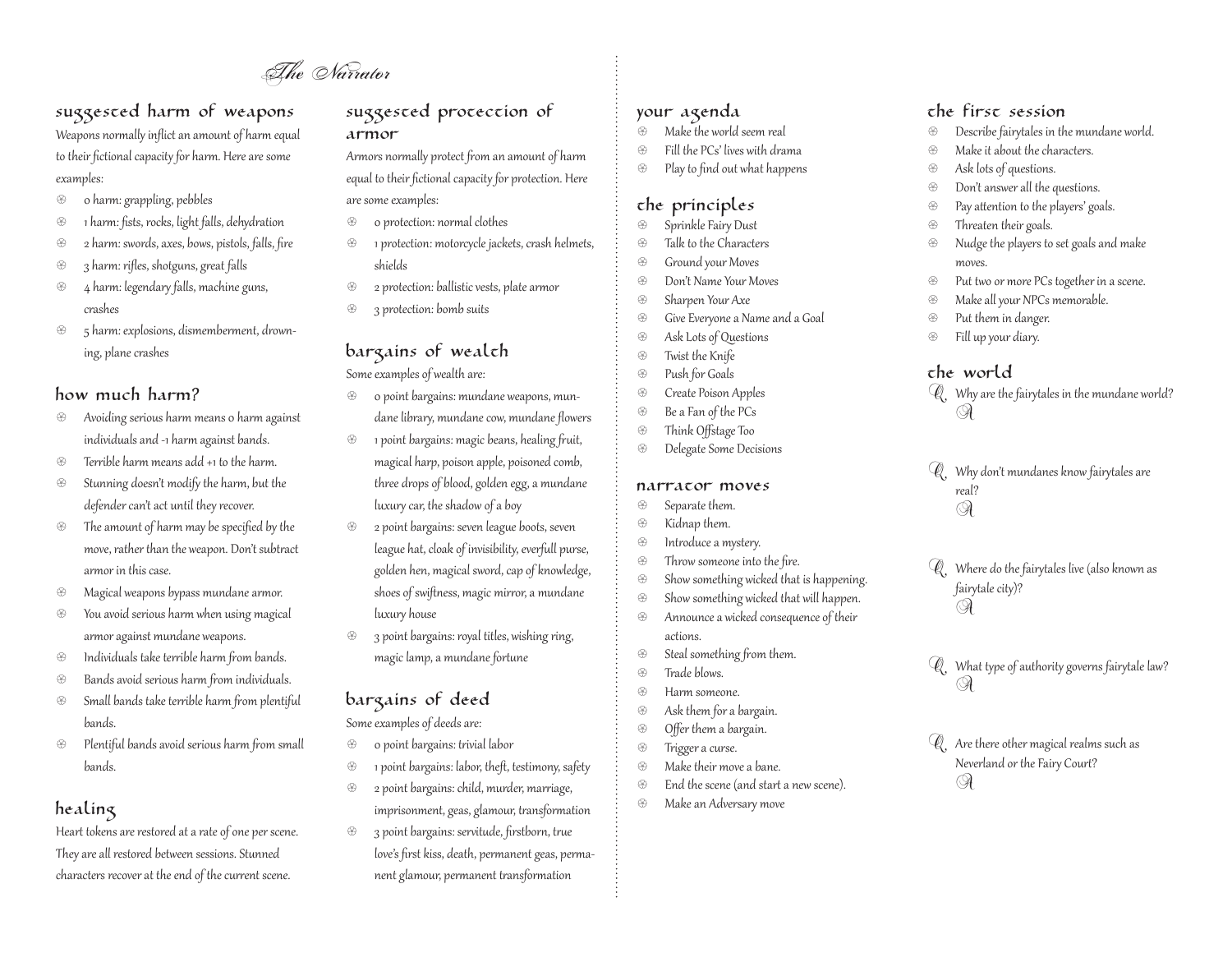# The Narrator

## suggested harm of weapons

Weapons normally inflict an amount of harm equal to their fictional capacity for harm. Here are some examples:

- 0 harm: grappling, pebbles
- 1 harm: fists, rocks, light falls, dehydration
- 2 harm: swords, axes, bows, pistols, falls, fire
- 3 harm: rifles, shotguns, great falls
- 4 harm: legendary falls, machine guns, crashes
- 5 harm: explosions, dismemberment, drowning, plane crashes

## how much harm?

- Avoiding serious harm means 0 harm against individuals and -1 harm against bands.
- Terrible harm means add +1 to the harm.
- Stunning doesn't modify the harm, but the defender can't act until they recover.
- The amount of harm may be specified by the move, rather than the weapon. Don't subtract armor in this case.
- Magical weapons bypass mundane armor.
- You avoid serious harm when using magical armor against mundane weapons.
- Individuals take terrible harm from bands.
- Bands avoid serious harm from individuals.
- Small bands take terrible harm from plentiful bands.
- Plentiful bands avoid serious harm from small bands.

## healing

Heart tokens are restored at a rate of one per scene. They are all restored between sessions. Stunned characters recover at the end of the current scene.

## suggested protection of armor

Armors normally protect from an amount of harm equal to their fictional capacity for protection. Here are some examples:

- 0 protection: normal clothes
- 1 protection: motorcycle jackets, crash helmets, shields
- 2 protection: ballistic vests, plate armor
- 3 protection: bomb suits

## bargains of wealth

Some examples of wealth are:

- 0 point bargains: mundane weapons, mundane library, mundane cow, mundane flowers
- 1 point bargains: magic beans, healing fruit, magical harp, poison apple, poisoned comb, three drops of blood, golden egg, a mundane luxury car, the shadow of a boy
- 2 point bargains: seven league boots, seven league hat, cloak of invisibility, everfull purse, golden hen, magical sword, cap of knowledge, shoes of swiftness, magic mirror, a mundane luxury house
- 3 point bargains: royal titles, wishing ring, magic lamp, a mundane fortune

## bargains of deed

Some examples of deeds are:

- 0 point bargains: trivial labor
- 1 point bargains: labor, theft, testimony, safety
- 2 point bargains: child, murder, marriage, imprisonment, geas, glamour, transformation
- 3 point bargains: servitude, firstborn, true love's first kiss, death, permanent geas, permanent glamour, permanent transformation

## your agenda

- Make the world seem real
- Fill the PCs' lives with drama
- Play to find out what happens

## the principles

- Sprinkle Fairy Dust
- Talk to the Characters
- Ground your Moves
- Don't Name Your Moves
- Sharpen Your Axe
- Give Everyone a Name and a Goal
- Ask Lots of Questions
- Twist the Knife
- Push for Goals
- Create Poison Apples
- Be a Fan of the PCs
- Think Offstage Too
- Delegate Some Decisions

## narrator moves

- Separate them.
- Kidnap them.
- Introduce a mystery.
- Throw someone into the fire.
- Show something wicked that is happening.
- Show something wicked that will happen.
- Announce a wicked consequence of their actions.
- Steal something from them.
- Trade blows.
- Harm someone.
- Ask them for a bargain.
- Offer them a bargain.
- Trigger a curse.
- Make their move a bane.
- End the scene (and start a new scene).
- Make an Adversary move

## the first session

- Describe fairytales in the mundane world.
- Make it about the characters.
- Ask lots of questions.
- Don't answer all the questions.
- Pay attention to the players' goals.
- Threaten their goals.
- Nudge the players to set goals and make moves.
- Put two or more PCs together in a scene.
- Make all your NPCs memorable.
- Put them in danger.
- Fill up your diary.

## the world

Q. Why are the fairytales in the mundane world?
A.

Q. Why don't mundanes know fairytales are real?
A.

Q. Where do the fairytales live (also known as fairytale city)?
A.

Q. What type of authority governs fairytale law?
A.

Q. Are there other magical realms such as Neverland or the Fairy Court?
A.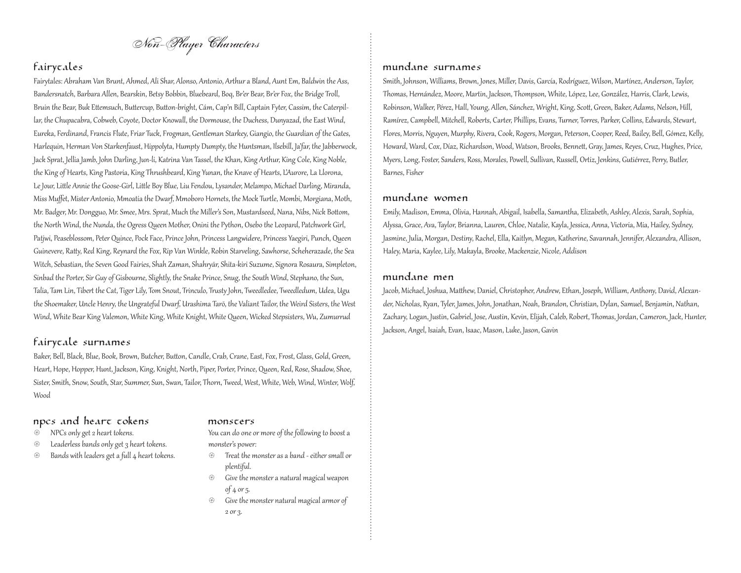# Non-Player Characters

## fairytales

Fairytales: Abraham Van Brunt, Ahmed, Ali Shar, Alonso, Antonio, Arthur a Bland, Aunt Em, Baldwin the Ass, Bandersnatch, Barbara Allen, Bearskin, Betsy Bobbin, Bluebeard, Boq, Br'er Bear, Br'er Fox, the Bridge Troll, Bruin the Bear, Buk Ettemsuch, Buttercup, Button-bright, Cám, Cap'n Bill, Captain Fyter, Cassim, the Caterpillar, the Chupacabra, Cobweb, Coyote, Doctor Knowall, the Dormouse, the Duchess, Dunyazad, the East Wind, Eureka, Ferdinand, Francis Flute, Friar Tuck, Frogman, Gentleman Starkey, Giangio, the Guardian of the Gates, Harlequin, Herman Von Starkenfaust, Hippolyta, Humpty Dumpty, the Huntsman, Ilsebill, Ja'far, the Jabberwock, Jack Sprat, Jellia Jamb, John Darling, Jun-li, Katrina Van Tassel, the Khan, King Arthur, King Cole, King Noble, the King of Hearts, King Pastoria, King Thrushbeard, King Yunan, the Knave of Hearts, L'Aurore, La Llorona, Le Jour, Little Annie the Goose-Girl, Little Boy Blue, Liu Fendou, Lysander, Melampo, Michael Darling, Miranda, Miss Muffet, Mister Antonio, Mmoatia the Dwarf, Mmoboro Hornets, the Mock Turtle, Mombi, Morgiana, Moth, Mr. Badger, Mr. Dongguo, Mr. Smee, Mrs. Sprat, Much the Miller's Son, Mustardseed, Nana, Nibs, Nick Bottom, the North Wind, the Nunda, the Ogress Queen Mother, Onini the Python, Osebo the Leopard, Patchwork Girl, Patjwi, Peaseblossom, Peter Quince, Pock Face, Prince John, Princess Langwidere, Princess Yaegiri, Punch, Queen Guinevere, Ratty, Red King, Reynard the Fox, Rip Van Winkle, Robin Starveling, Sawhorse, Scheherazade, the Sea Witch, Sebastian, the Seven Good Fairies, Shah Zaman, Shahryār, Shita-kiri Suzume, Signora Rosaura, Simpleton, Sinbad the Porter, Sir Guy of Gisbourne, Slightly, the Snake Prince, Snug, the South Wind, Stephano, the Sun, Talia, Tam Lin, Tibert the Cat, Tiger Lily, Tom Snout, Trinculo, Trusty John, Tweedledee, Tweedledum, Udea, Ugu the Shoemaker, Uncle Henry, the Ungrateful Dwarf, Urashima Tarō, the Valiant Tailor, the Weird Sisters, the West Wind, White Bear King Valemon, White King, White Knight, White Queen, Wicked Stepsisters, Wu, Zumurrud

## fairytale surnames

Baker, Bell, Black, Blue, Book, Brown, Butcher, Button, Candle, Crab, Crane, East, Fox, Frost, Glass, Gold, Green, Heart, Hope, Hopper, Hunt, Jackson, King, Knight, North, Piper, Porter, Prince, Queen, Red, Rose, Shadow, Shoe, Sister, Smith, Snow, South, Star, Summer, Sun, Swan, Tailor, Thorn, Tweed, West, White, Web, Wind, Winter, Wolf, Wood

## npcs and heart tokens

- NPCs only get 2 heart tokens.
- Leaderless bands only get 3 heart tokens.
- Bands with leaders get a full 4 heart tokens.

## monsters

You can do one or more of the following to boost a monster's power:

- Treat the monster as a band - either small or plentiful.
- Give the monster a natural magical weapon of 4 or 5.
- Give the monster natural magical armor of 2 or 3.

## mundane surnames

Smith, Johnson, Williams, Brown, Jones, Miller, Davis, García, Rodríguez, Wilson, Martínez, Anderson, Taylor, Thomas, Hernández, Moore, Martin, Jackson, Thompson, White, López, Lee, González, Harris, Clark, Lewis, Robinson, Walker, Pérez, Hall, Young, Allen, Sánchez, Wright, King, Scott, Green, Baker, Adams, Nelson, Hill, Ramírez, Campbell, Mitchell, Roberts, Carter, Phillips, Evans, Turner, Torres, Parker, Collins, Edwards, Stewart, Flores, Morris, Nguyen, Murphy, Rivera, Cook, Rogers, Morgan, Peterson, Cooper, Reed, Bailey, Bell, Gómez, Kelly, Howard, Ward, Cox, Díaz, Richardson, Wood, Watson, Brooks, Bennett, Gray, James, Reyes, Cruz, Hughes, Price, Myers, Long, Foster, Sanders, Ross, Morales, Powell, Sullivan, Russell, Ortiz, Jenkins, Gutiérrez, Perry, Butler, Barnes, Fisher

## mundane women

Emily, Madison, Emma, Olivia, Hannah, Abigail, Isabella, Samantha, Elizabeth, Ashley, Alexis, Sarah, Sophia, Alyssa, Grace, Ava, Taylor, Brianna, Lauren, Chloe, Natalie, Kayla, Jessica, Anna, Victoria, Mia, Hailey, Sydney, Jasmine, Julia, Morgan, Destiny, Rachel, Ella, Kaitlyn, Megan, Katherine, Savannah, Jennifer, Alexandra, Allison, Haley, Maria, Kaylee, Lily, Makayla, Brooke, Mackenzie, Nicole, Addison

## mundane men

Jacob, Michael, Joshua, Matthew, Daniel, Christopher, Andrew, Ethan, Joseph, William, Anthony, David, Alexander, Nicholas, Ryan, Tyler, James, John, Jonathan, Noah, Brandon, Christian, Dylan, Samuel, Benjamin, Nathan, Zachary, Logan, Justin, Gabriel, Jose, Austin, Kevin, Elijah, Caleb, Robert, Thomas, Jordan, Cameron, Jack, Hunter, Jackson, Angel, Isaiah, Evan, Isaac, Mason, Luke, Jason, Gavin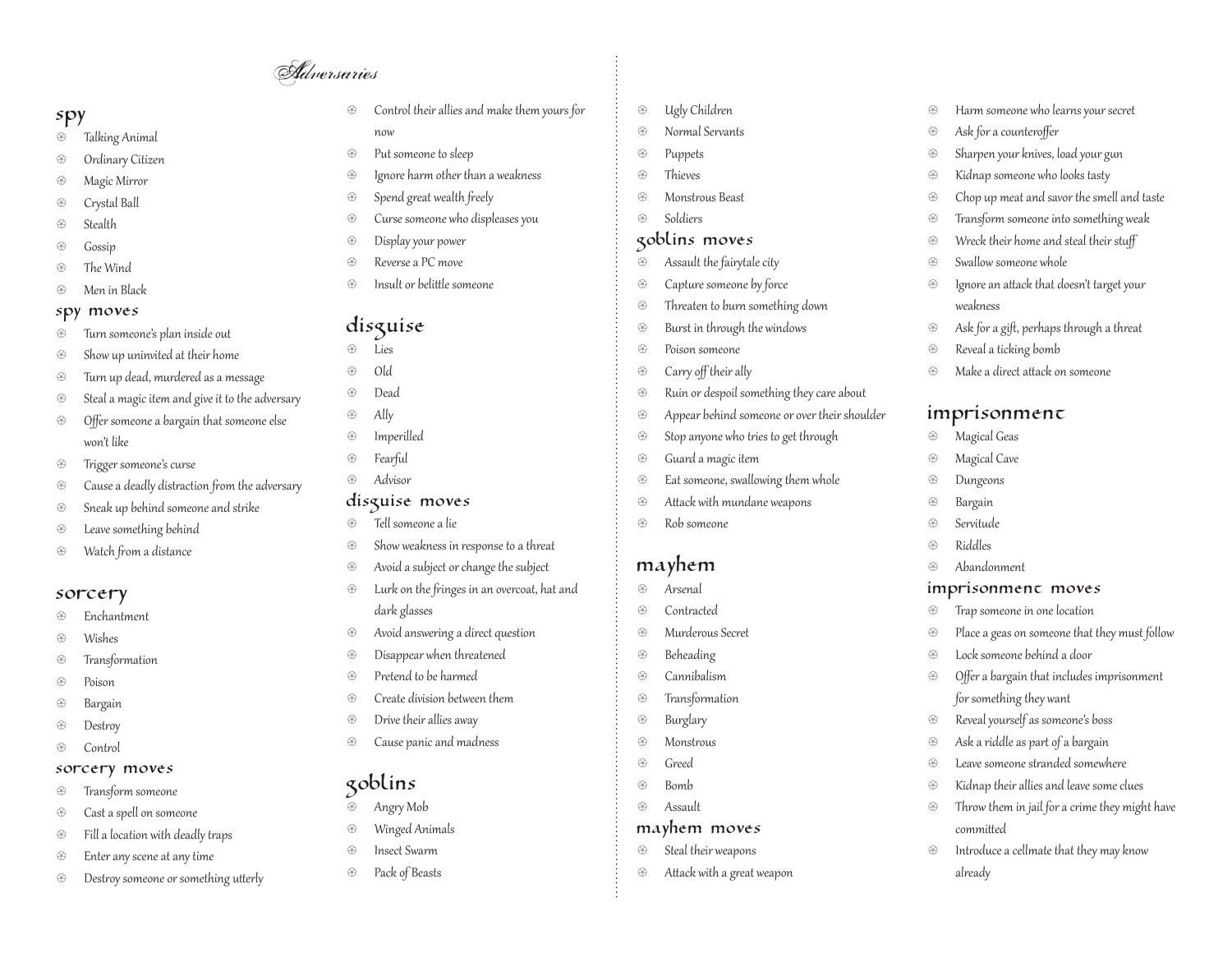# Adversaries

## spy

- Talking Animal
- Ordinary Citizen
- Magic Mirror
- Crystal Ball
- Stealth
- Gossip
- The Wind
- Men in Black

### spy moves

- Turn someone's plan inside out
- Show up uninvited at their home
- Turn up dead, murdered as a message
- Steal a magic item and give it to the adversary
- Offer someone a bargain that someone else won't like
- Trigger someone's curse
- Cause a deadly distraction from the adversary
- Sneak up behind someone and strike
- Leave something behind
- Watch from a distance

## sorcery

- Enchantment
- Wishes
- Transformation
- Poison
- Bargain
- Destroy
- Control

### sorcery moves

- Transform someone
- Cast a spell on someone
- Fill a location with deadly traps
- Enter any scene at any time
- Destroy someone or something utterly
- Control their allies and make them yours for now
- Put someone to sleep
- Ignore harm other than a weakness
- Spend great wealth freely
- Curse someone who displeases you
- Display your power
- Reverse a PC move
- Insult or belittle someone

## disguise

- Lies
- Old
- Dead
- Ally
- Imperilled
- Fearful
- Advisor

### disguise moves

- Tell someone a lie
- Show weakness in response to a threat
- Avoid a subject or change the subject
- Lurk on the fringes in an overcoat, hat and dark glasses
- Avoid answering a direct question
- Disappear when threatened
- Pretend to be harmed
- Create division between them
- Drive their allies away
- Cause panic and madness

## goblins

- Angry Mob
- Winged Animals
- Insect Swarm
- Pack of Beasts
- Ugly Children
- Normal Servants
- Puppets
- Thieves
- Monstrous Beast
- Soldiers

### goblins moves

- Assault the fairytale city
- Capture someone by force
- Threaten to burn something down
- Burst in through the windows
- Poison someone
- Carry off their ally
- Ruin or despoil something they care about
- Appear behind someone or over their shoulder
- Stop anyone who tries to get through
- Guard a magic item
- Eat someone, swallowing them whole
- Attack with mundane weapons
- Rob someone

## mayhem

- Arsenal
- Contracted
- Murderous Secret
- Beheading
- Cannibalism
- Transformation
- Burglary
- Monstrous
- Greed
- Bomb
- Assault

### mayhem moves

- Steal their weapons
- Attack with a great weapon
- Harm someone who learns your secret
- Ask for a counteroffer
- Sharpen your knives, load your gun
- Kidnap someone who looks tasty
- Chop up meat and savor the smell and taste
- Transform someone into something weak
- Wreck their home and steal their stuff
- Swallow someone whole
- Ignore an attack that doesn't target your weakness
- Ask for a gift, perhaps through a threat
- Reveal a ticking bomb
- Make a direct attack on someone

## imprisonment

- Magical Geas
- Magical Cave
- Dungeons
- Bargain
- Servitude
- Riddles
- Abandonment

### imprisonment moves

- Trap someone in one location
- Place a geas on someone that they must follow
- Lock someone behind a door
- Offer a bargain that includes imprisonment for something they want
- Reveal yourself as someone's boss
- Ask a riddle as part of a bargain
- Leave someone stranded somewhere
- Kidnap their allies and leave some clues
- Throw them in jail for a crime they might have committed
- Introduce a cellmate that they may know already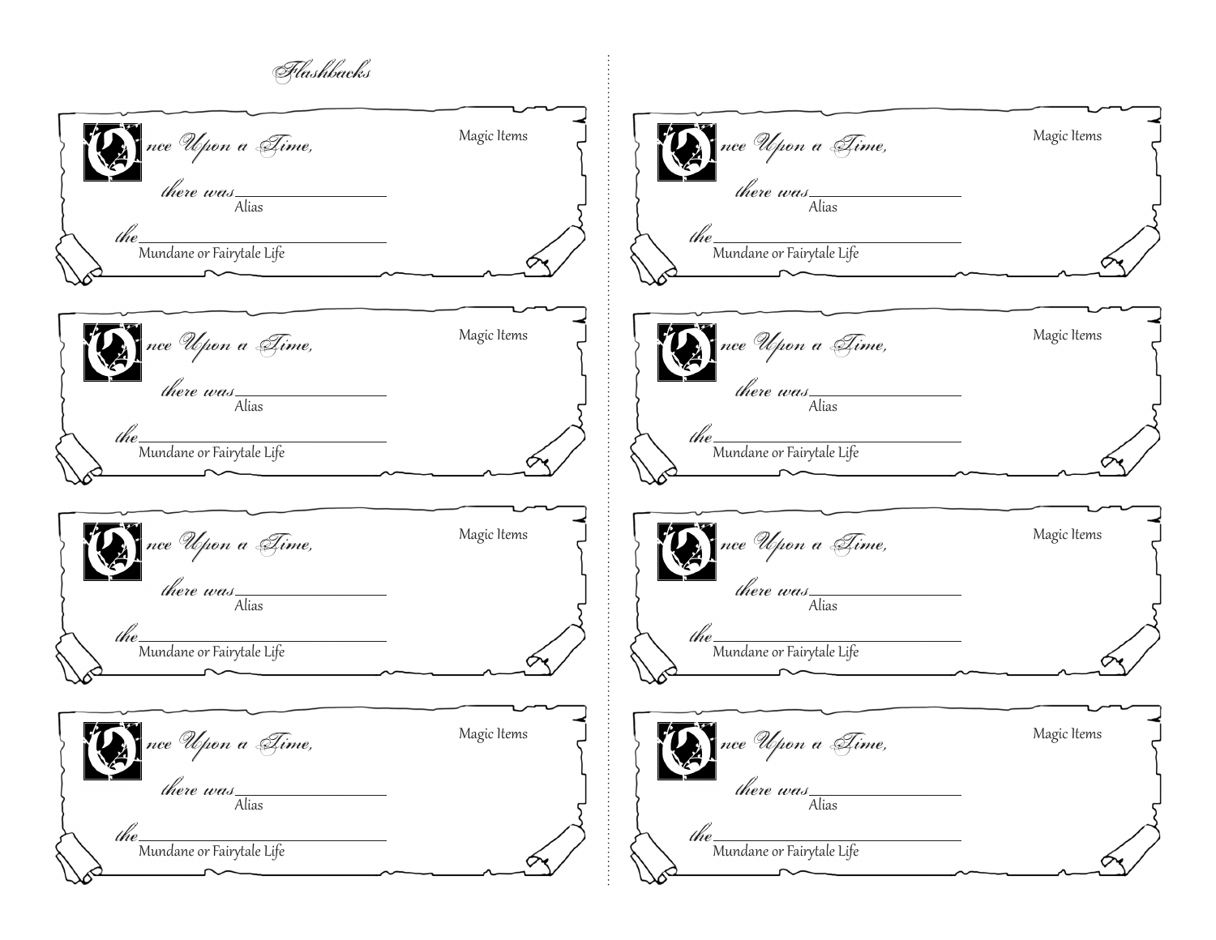# Flashbacks

Once Upon a Time,

there was\_\_\_\_\_\_\_\_\_\_\_\_\_\_\_\_\_\_\_\_
Alias

the\_\_\_\_\_\_\_\_\_\_\_\_\_\_\_\_\_\_\_\_\_\_\_\_\_\_\_\_\_\_
Mundane or Fairytale Life

Magic Items

---

Once Upon a Time,

there was\_\_\_\_\_\_\_\_\_\_\_\_\_\_\_\_\_\_\_\_
Alias

the\_\_\_\_\_\_\_\_\_\_\_\_\_\_\_\_\_\_\_\_\_\_\_\_\_\_\_\_\_\_
Mundane or Fairytale Life

Magic Items

---

Once Upon a Time,

there was\_\_\_\_\_\_\_\_\_\_\_\_\_\_\_\_\_\_\_\_
Alias

the\_\_\_\_\_\_\_\_\_\_\_\_\_\_\_\_\_\_\_\_\_\_\_\_\_\_\_\_\_\_
Mundane or Fairytale Life

Magic Items

---

Once Upon a Time,

there was\_\_\_\_\_\_\_\_\_\_\_\_\_\_\_\_\_\_\_\_
Alias

the\_\_\_\_\_\_\_\_\_\_\_\_\_\_\_\_\_\_\_\_\_\_\_\_\_\_\_\_\_\_
Mundane or Fairytale Life

Magic Items

---

Once Upon a Time,

there was\_\_\_\_\_\_\_\_\_\_\_\_\_\_\_\_\_\_\_\_
Alias

the\_\_\_\_\_\_\_\_\_\_\_\_\_\_\_\_\_\_\_\_\_\_\_\_\_\_\_\_\_\_
Mundane or Fairytale Life

Magic Items

---

Once Upon a Time,

there was\_\_\_\_\_\_\_\_\_\_\_\_\_\_\_\_\_\_\_\_
Alias

the\_\_\_\_\_\_\_\_\_\_\_\_\_\_\_\_\_\_\_\_\_\_\_\_\_\_\_\_\_\_
Mundane or Fairytale Life

Magic Items

---

Once Upon a Time,

there was\_\_\_\_\_\_\_\_\_\_\_\_\_\_\_\_\_\_\_\_
Alias

the\_\_\_\_\_\_\_\_\_\_\_\_\_\_\_\_\_\_\_\_\_\_\_\_\_\_\_\_\_\_
Mundane or Fairytale Life

Magic Items

---

Once Upon a Time,

there was\_\_\_\_\_\_\_\_\_\_\_\_\_\_\_\_\_\_\_\_
Alias

the\_\_\_\_\_\_\_\_\_\_\_\_\_\_\_\_\_\_\_\_\_\_\_\_\_\_\_\_\_\_
Mundane or Fairytale Life

Magic Items